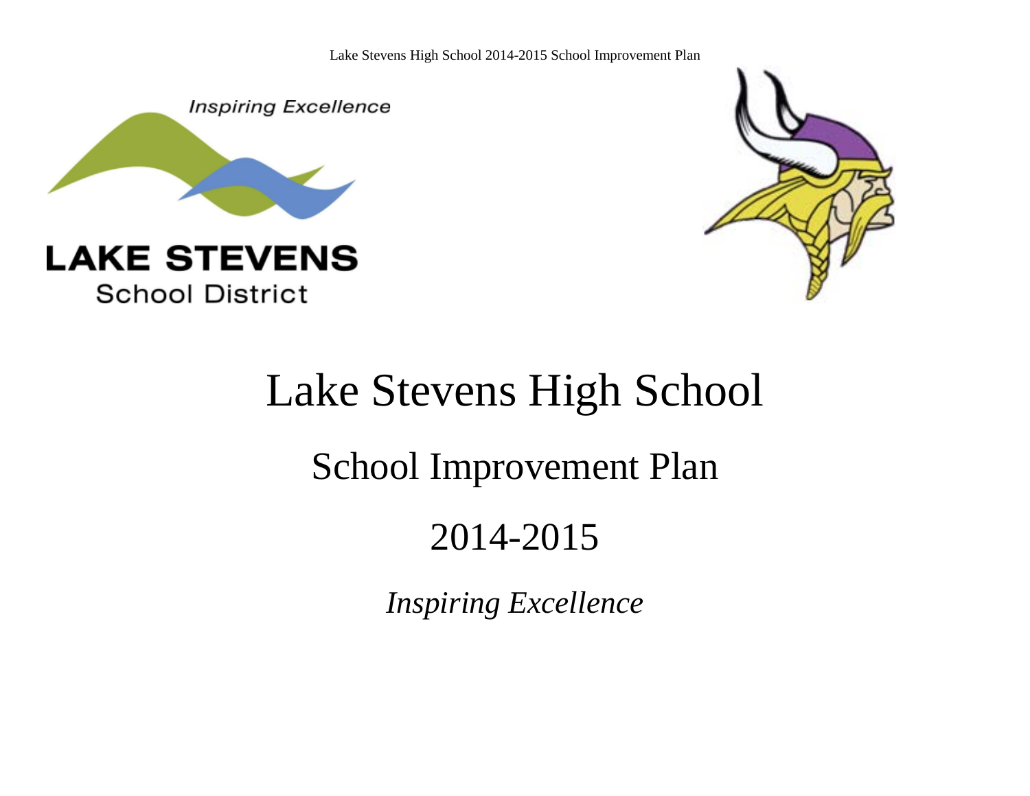# Lake Stevens High School

## School Improvement Plan

## 2014-2015

*Inspiring Excellence*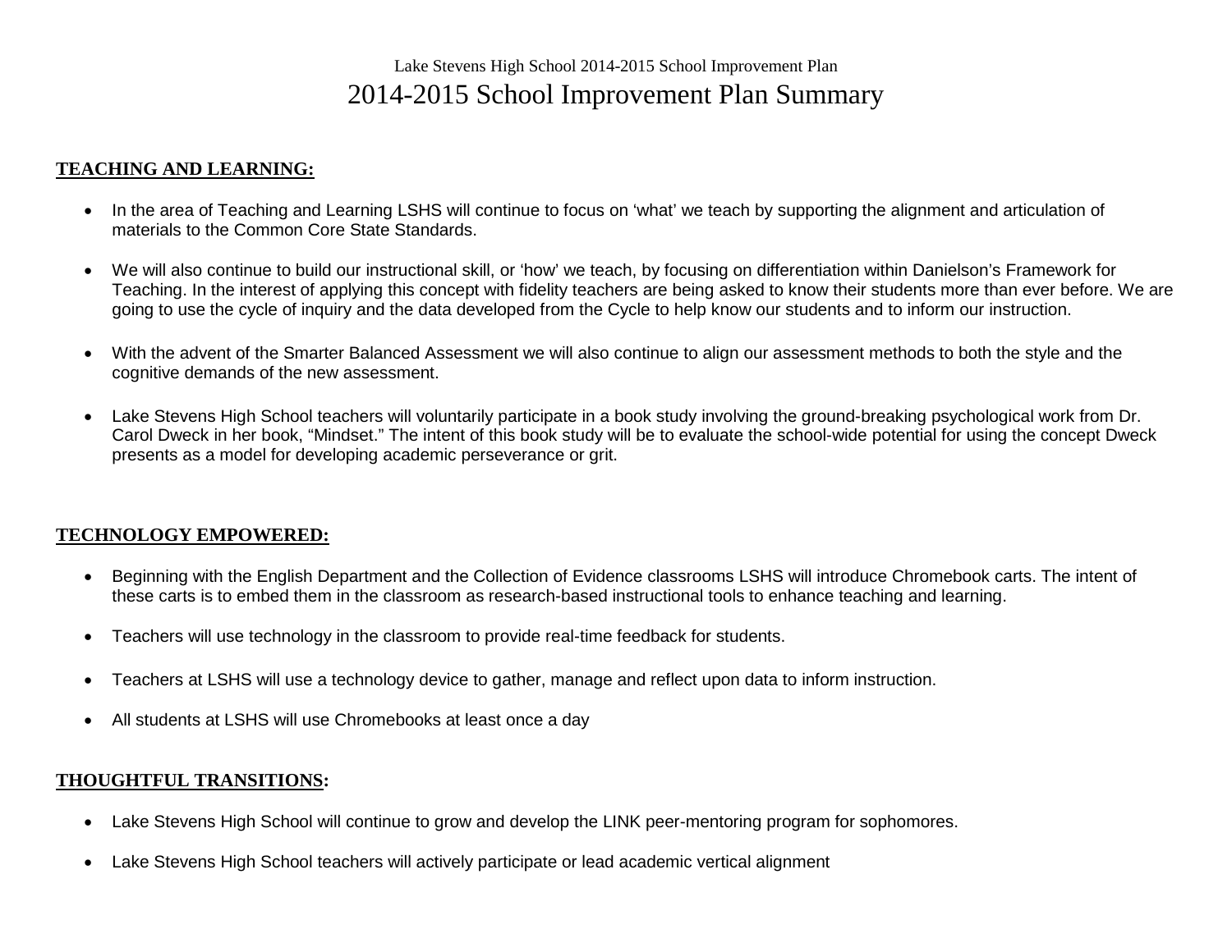# 2014-2015 School Improvement Plan Summary

**TEACHING AND LEARNING:**

- In the area of Teaching and Learning LSHS will continue to focus on 'what' we teach by supporting the alignment and articulation of materials to the Common Core State Standards.
- We will also continue to build our instructional skill, or 'how' we teach, by focusing on differentiation within Danielson's Framework for Teaching. In the interest of applying this concept with fidelity teachers are being asked to know their students more than ever before. We are going to use the cycle of inquiry and the data developed from the Cycle to help know our students and to inform our instruction.
- With the advent of the Smarter Balanced Assessment we will also continue to align our assessment methods to both the style and the cognitive demands of the new assessment.
- Lake Stevens High School teachers will voluntarily participate in a book study involving the ground-breaking psychological work from Dr. Carol Dweck in her book, "Mindset." The intent of this book study will be to evaluate the school-wide potential for using the concept Dweck presents as a model for developing academic perseverance or grit.

**TECHNOLOGY EMPOWERED:**

- Beginning with the English Department and the Collection of Evidence classrooms LSHS will introduce Chromebook carts. The intent of these carts is to embed them in the classroom as research-based instructional tools to enhance teaching and learning.
- Teachers will use technology in the classroom to provide real-time feedback for students.
- Teachers at LSHS will use a technology device to gather, manage and reflect upon data to inform instruction.
- All students at LSHS will use Chromebooks at least once a day

**THOUGHTFUL TRANSITIONS:**

- Lake Stevens High School will continue to grow and develop the LINK peer-mentoring program for sophomores.
- Lake Stevens High School teachers will actively participate or lead academic vertical alignment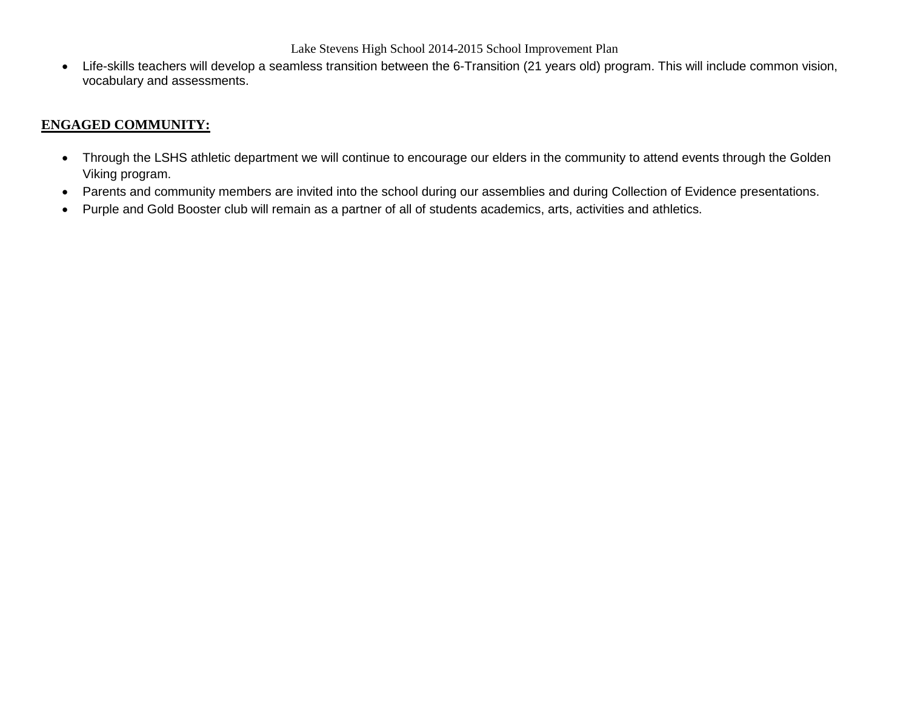- Life-skills teachers will develop a seamless transition between the 6-Transition (21 years old) program. This will include common vision, vocabulary and assessments.

## ENGAGED COMMUNITY:

- Through the LSHS athletic department we will continue to encourage our elders in the community to attend events through the Golden Viking program.
- Parents and community members are invited into the school during our assemblies and during Collection of Evidence presentations.
- Purple and Gold Booster club will remain as a partner of all of students academics, arts, activities and athletics.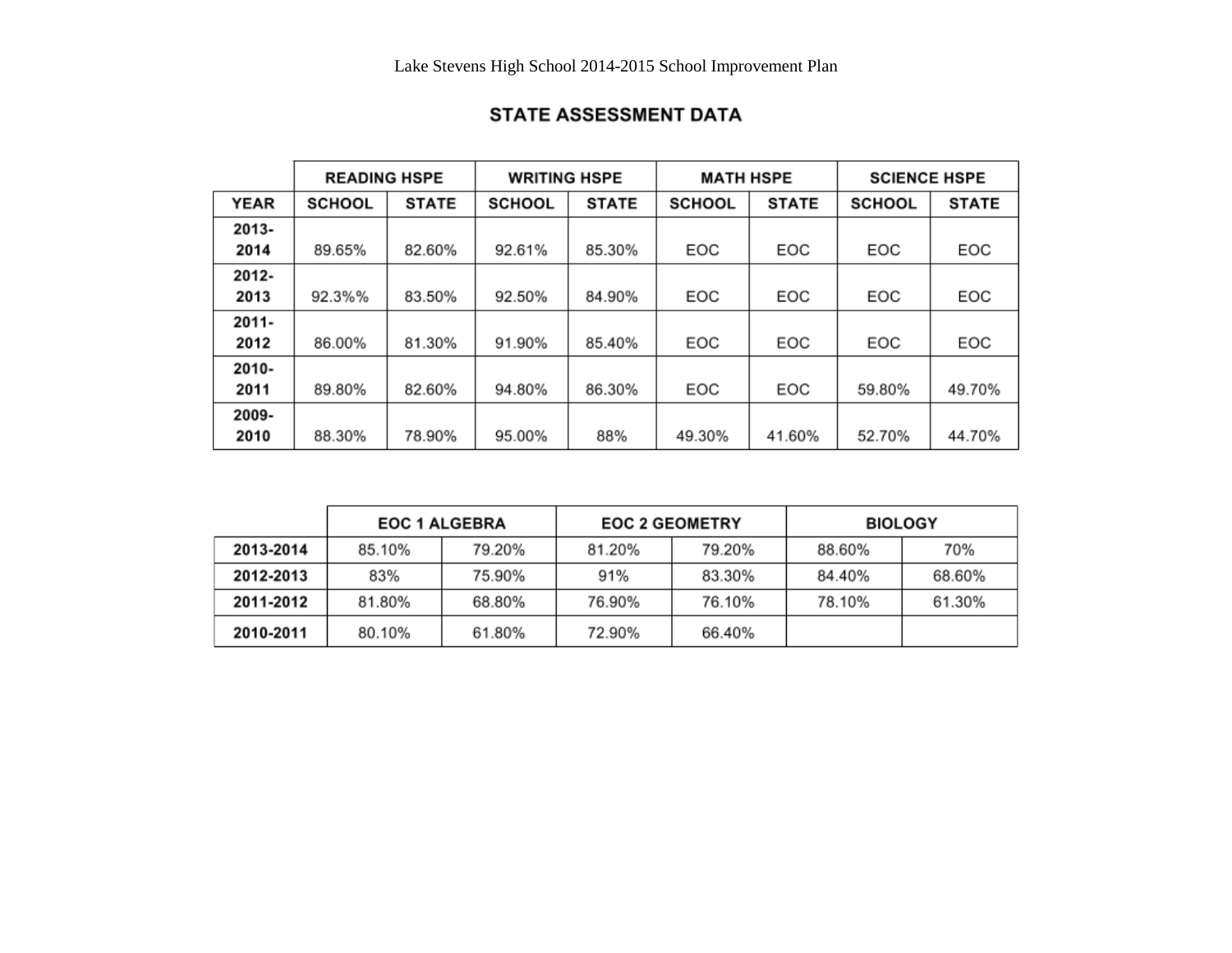## STATE ASSESSMENT DATA

| | READING HSPE | | WRITING HSPE | | MATH HSPE | | SCIENCE HSPE | |
|---|---|---|---|---|---|---|---|---|
| YEAR | SCHOOL | STATE | SCHOOL | STATE | SCHOOL | STATE | SCHOOL | STATE |
| 2013-2014 | 89.65% | 82.60% | 92.61% | 85.30% | EOC | EOC | EOC | EOC |
| 2012-2013 | 92.3%% | 83.50% | 92.50% | 84.90% | EOC | EOC | EOC | EOC |
| 2011-2012 | 86.00% | 81.30% | 91.90% | 85.40% | EOC | EOC | EOC | EOC |
| 2010-2011 | 89.80% | 82.60% | 94.80% | 86.30% | EOC | EOC | 59.80% | 49.70% |
| 2009-2010 | 88.30% | 78.90% | 95.00% | 88% | 49.30% | 41.60% | 52.70% | 44.70% |

| | EOC 1 ALGEBRA | | EOC 2 GEOMETRY | | BIOLOGY | |
|---|---|---|---|---|---|---|
| 2013-2014 | 85.10% | 79.20% | 81.20% | 79.20% | 88.60% | 70% |
| 2012-2013 | 83% | 75.90% | 91% | 83.30% | 84.40% | 68.60% |
| 2011-2012 | 81.80% | 68.80% | 76.90% | 76.10% | 78.10% | 61.30% |
| 2010-2011 | 80.10% | 61.80% | 72.90% | 66.40% | | |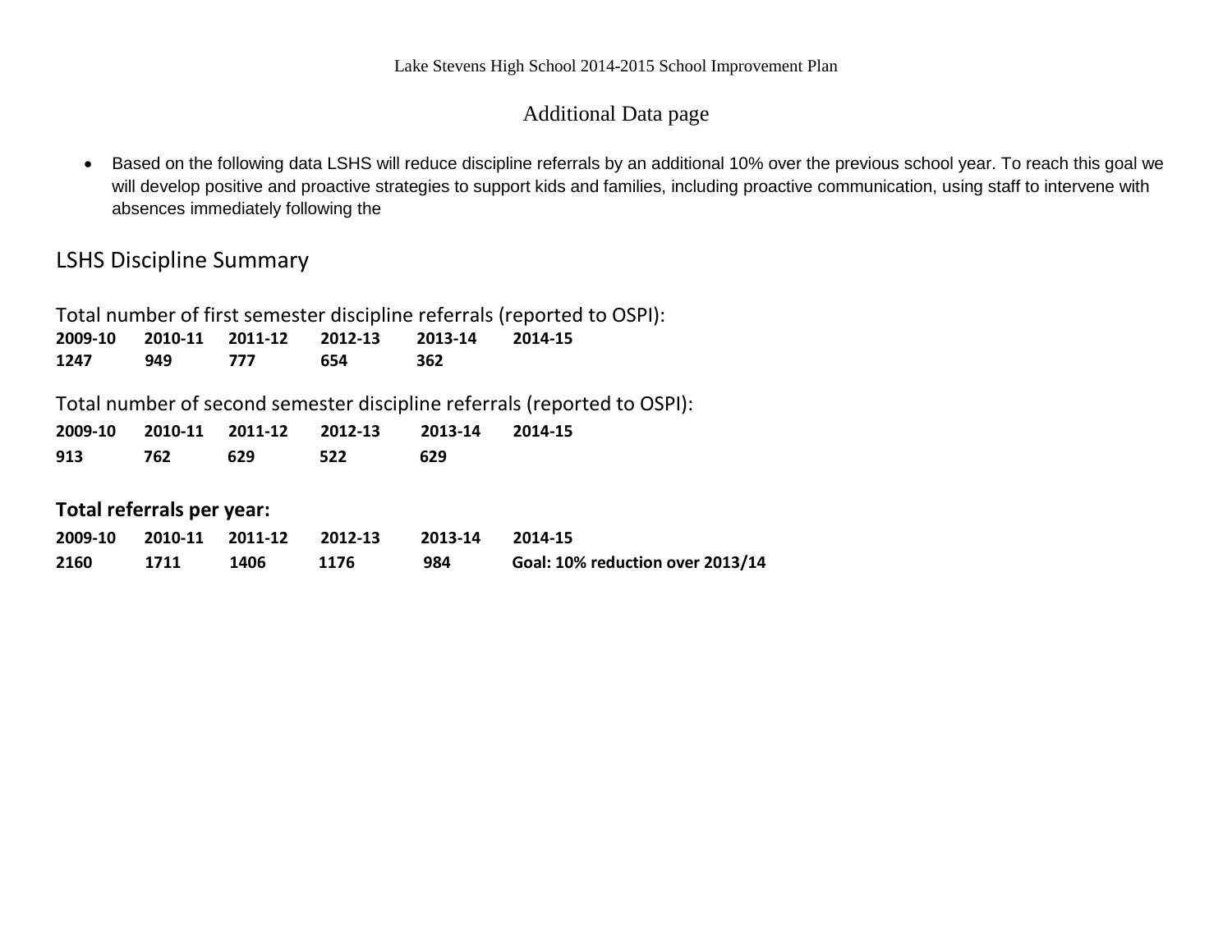Lake Stevens High School 2014-2015 School Improvement Plan

## Additional Data page

- Based on the following data LSHS will reduce discipline referrals by an additional 10% over the previous school year. To reach this goal we will develop positive and proactive strategies to support kids and families, including proactive communication, using staff to intervene with absences immediately following the

## LSHS Discipline Summary

Total number of first semester discipline referrals (reported to OSPI):

| 2009-10 | 2010-11 | 2011-12 | 2012-13 | 2013-14 | 2014-15 |
|---|---|---|---|---|---|
| 1247 | 949 | 777 | 654 | 362 | |

Total number of second semester discipline referrals (reported to OSPI):

| 2009-10 | 2010-11 | 2011-12 | 2012-13 | 2013-14 | 2014-15 |
|---|---|---|---|---|---|
| 913 | 762 | 629 | 522 | 629 | |

**Total referrals per year:**

| 2009-10 | 2010-11 | 2011-12 | 2012-13 | 2013-14 | 2014-15 |
|---|---|---|---|---|---|
| 2160 | 1711 | 1406 | 1176 | 984 | Goal: 10% reduction over 2013/14 |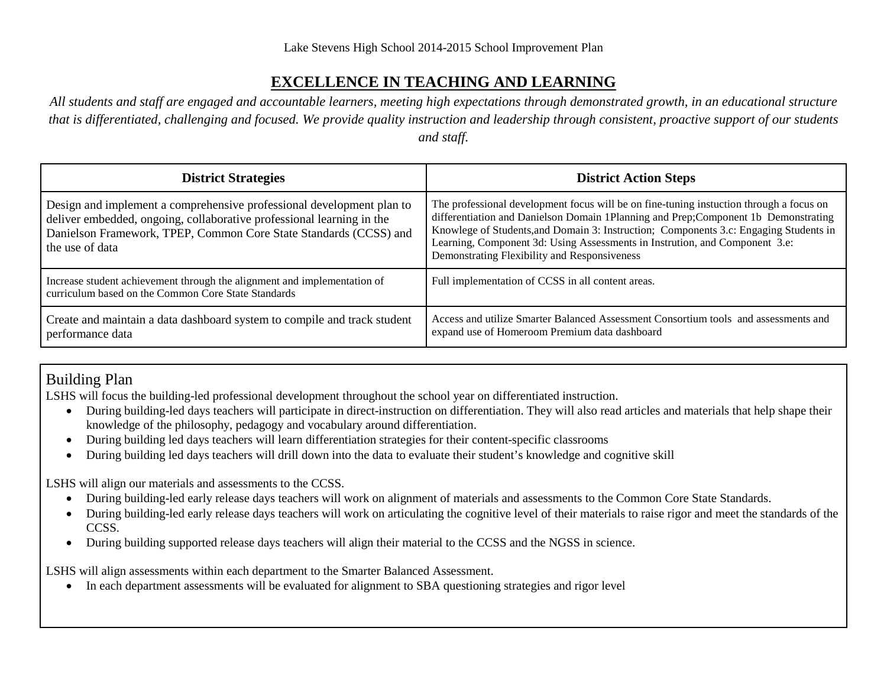Lake Stevens High School 2014-2015 School Improvement Plan

# EXCELLENCE IN TEACHING AND LEARNING

*All students and staff are engaged and accountable learners, meeting high expectations through demonstrated growth, in an educational structure that is differentiated, challenging and focused. We provide quality instruction and leadership through consistent, proactive support of our students and staff.*

| District Strategies | District Action Steps |
| --- | --- |
| Design and implement a comprehensive professional development plan to deliver embedded, ongoing, collaborative professional learning in the Danielson Framework, TPEP, Common Core State Standards (CCSS) and the use of data | The professional development focus will be on fine-tuning instuction through a focus on differentiation and Danielson Domain 1Planning and Prep;Component 1b Demonstrating Knowlege of Students,and Domain 3: Instruction; Components 3.c: Engaging Students in Learning, Component 3d: Using Assessments in Instrution, and Component 3.e: Demonstrating Flexibility and Responsiveness |
| Increase student achievement through the alignment and implementation of curriculum based on the Common Core State Standards | Full implementation of CCSS in all content areas. |
| Create and maintain a data dashboard system to compile and track student performance data | Access and utilize Smarter Balanced Assessment Consortium tools and assessments and expand use of Homeroom Premium data dashboard |

## Building Plan

LSHS will focus the building-led professional development throughout the school year on differentiated instruction.

- During building-led days teachers will participate in direct-instruction on differentiation. They will also read articles and materials that help shape their knowledge of the philosophy, pedagogy and vocabulary around differentiation.
- During building led days teachers will learn differentiation strategies for their content-specific classrooms
- During building led days teachers will drill down into the data to evaluate their student's knowledge and cognitive skill

LSHS will align our materials and assessments to the CCSS.

- During building-led early release days teachers will work on alignment of materials and assessments to the Common Core State Standards.
- During building-led early release days teachers will work on articulating the cognitive level of their materials to raise rigor and meet the standards of the CCSS.
- During building supported release days teachers will align their material to the CCSS and the NGSS in science.

LSHS will align assessments within each department to the Smarter Balanced Assessment.

- In each department assessments will be evaluated for alignment to SBA questioning strategies and rigor level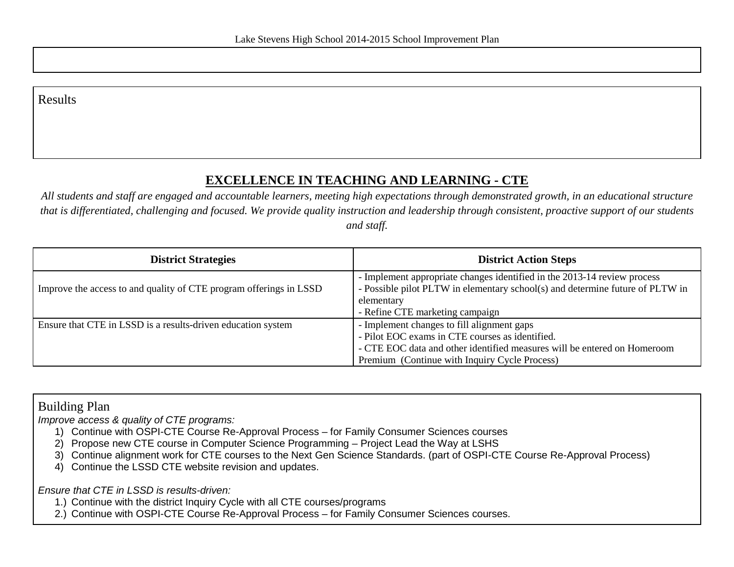Results

## EXCELLENCE IN TEACHING AND LEARNING - CTE

*All students and staff are engaged and accountable learners, meeting high expectations through demonstrated growth, in an educational structure that is differentiated, challenging and focused. We provide quality instruction and leadership through consistent, proactive support of our students and staff.*

| District Strategies | District Action Steps |
|---|---|
| Improve the access to and quality of CTE program offerings in LSSD | - Implement appropriate changes identified in the 2013-14 review process<br>- Possible pilot PLTW in elementary school(s) and determine future of PLTW in elementary<br>- Refine CTE marketing campaign |
| Ensure that CTE in LSSD is a results-driven education system | - Implement changes to fill alignment gaps<br>- Pilot EOC exams in CTE courses as identified.<br>- CTE EOC data and other identified measures will be entered on Homeroom Premium (Continue with Inquiry Cycle Process) |

Building Plan

*Improve access & quality of CTE programs:*

1) Continue with OSPI-CTE Course Re-Approval Process – for Family Consumer Sciences courses
2) Propose new CTE course in Computer Science Programming – Project Lead the Way at LSHS
3) Continue alignment work for CTE courses to the Next Gen Science Standards. (part of OSPI-CTE Course Re-Approval Process)
4) Continue the LSSD CTE website revision and updates.

*Ensure that CTE in LSSD is results-driven:*

1.) Continue with the district Inquiry Cycle with all CTE courses/programs
2.) Continue with OSPI-CTE Course Re-Approval Process – for Family Consumer Sciences courses.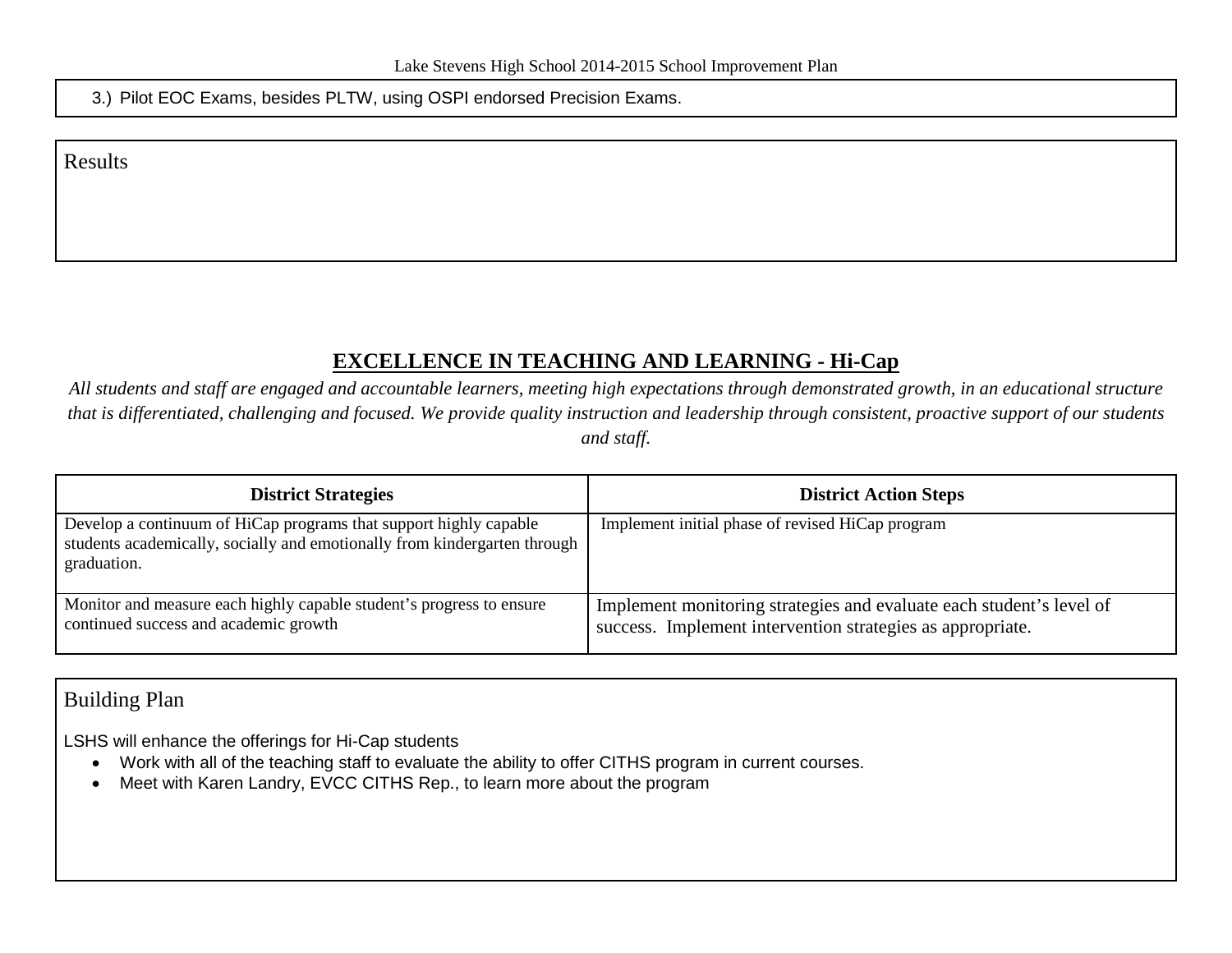3.) Pilot EOC Exams, besides PLTW, using OSPI endorsed Precision Exams.

Results

## EXCELLENCE IN TEACHING AND LEARNING - Hi-Cap

*All students and staff are engaged and accountable learners, meeting high expectations through demonstrated growth, in an educational structure that is differentiated, challenging and focused. We provide quality instruction and leadership through consistent, proactive support of our students and staff.*

| District Strategies | District Action Steps |
|---|---|
| Develop a continuum of HiCap programs that support highly capable students academically, socially and emotionally from kindergarten through graduation. | Implement initial phase of revised HiCap program |
| Monitor and measure each highly capable student's progress to ensure continued success and academic growth | Implement monitoring strategies and evaluate each student's level of success. Implement intervention strategies as appropriate. |

Building Plan

LSHS will enhance the offerings for Hi-Cap students

- Work with all of the teaching staff to evaluate the ability to offer CITHS program in current courses.
- Meet with Karen Landry, EVCC CITHS Rep., to learn more about the program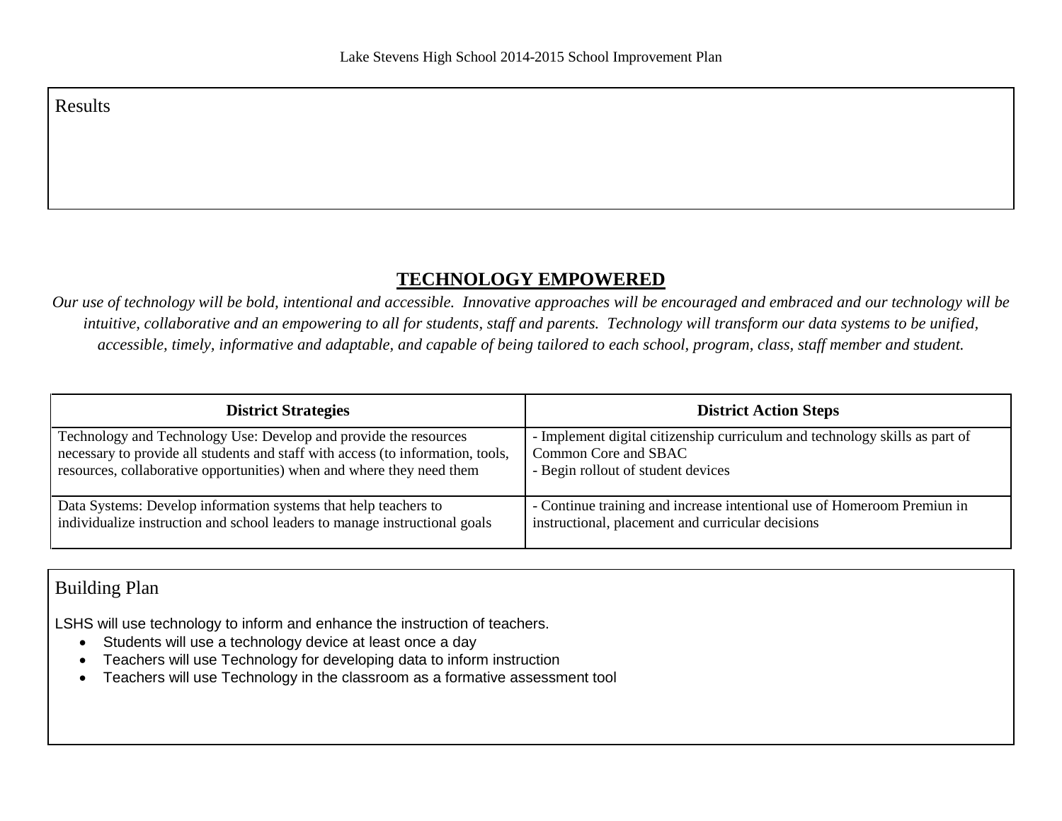Results

## TECHNOLOGY EMPOWERED

*Our use of technology will be bold, intentional and accessible. Innovative approaches will be encouraged and embraced and our technology will be intuitive, collaborative and an empowering to all for students, staff and parents. Technology will transform our data systems to be unified, accessible, timely, informative and adaptable, and capable of being tailored to each school, program, class, staff member and student.*

| District Strategies | District Action Steps |
|---|---|
| Technology and Technology Use: Develop and provide the resources necessary to provide all students and staff with access (to information, tools, resources, collaborative opportunities) when and where they need them | - Implement digital citizenship curriculum and technology skills as part of Common Core and SBAC<br>- Begin rollout of student devices |
| Data Systems: Develop information systems that help teachers to individualize instruction and school leaders to manage instructional goals | - Continue training and increase intentional use of Homeroom Premiun in instructional, placement and curricular decisions |

Building Plan

LSHS will use technology to inform and enhance the instruction of teachers.

- Students will use a technology device at least once a day
- Teachers will use Technology for developing data to inform instruction
- Teachers will use Technology in the classroom as a formative assessment tool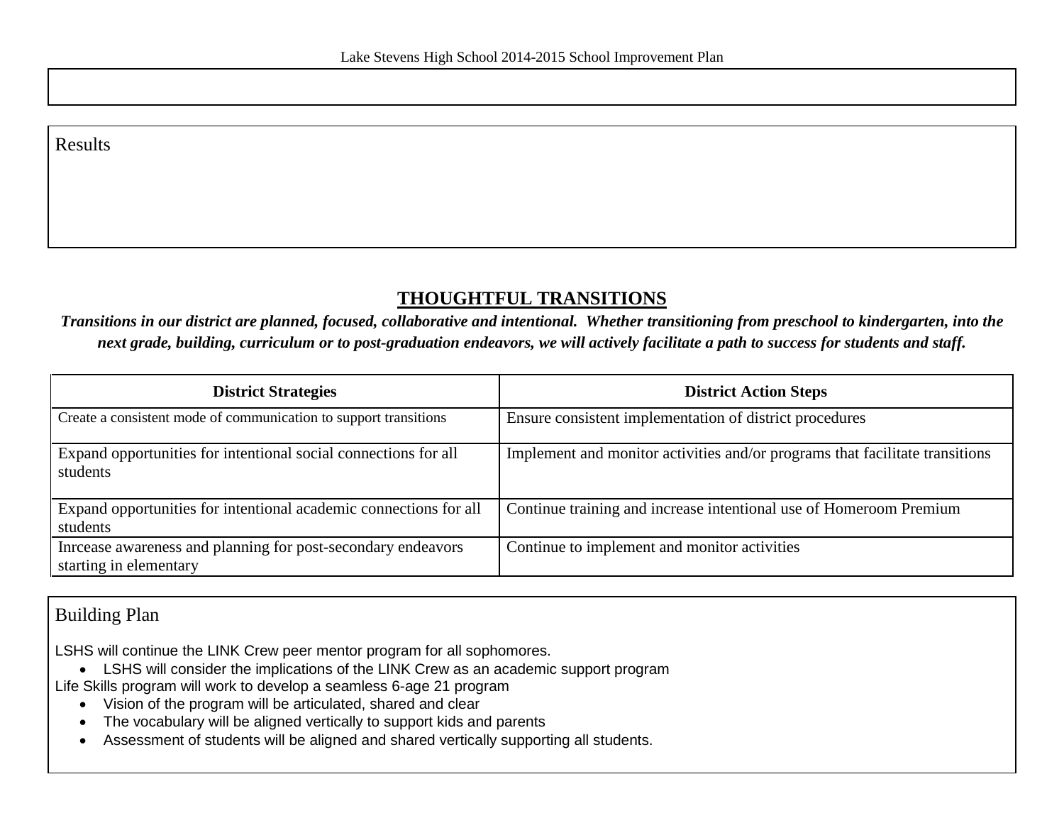Results

## THOUGHTFUL TRANSITIONS

***Transitions in our district are planned, focused, collaborative and intentional. Whether transitioning from preschool to kindergarten, into the next grade, building, curriculum or to post-graduation endeavors, we will actively facilitate a path to success for students and staff.***

| District Strategies | District Action Steps |
|---|---|
| Create a consistent mode of communication to support transitions | Ensure consistent implementation of district procedures |
| Expand opportunities for intentional social connections for all students | Implement and monitor activities and/or programs that facilitate transitions |
| Expand opportunities for intentional academic connections for all students | Continue training and increase intentional use of Homeroom Premium |
| Inrcease awareness and planning for post-secondary endeavors starting in elementary | Continue to implement and monitor activities |

Building Plan

LSHS will continue the LINK Crew peer mentor program for all sophomores.

- LSHS will consider the implications of the LINK Crew as an academic support program

Life Skills program will work to develop a seamless 6-age 21 program

- Vision of the program will be articulated, shared and clear
- The vocabulary will be aligned vertically to support kids and parents
- Assessment of students will be aligned and shared vertically supporting all students.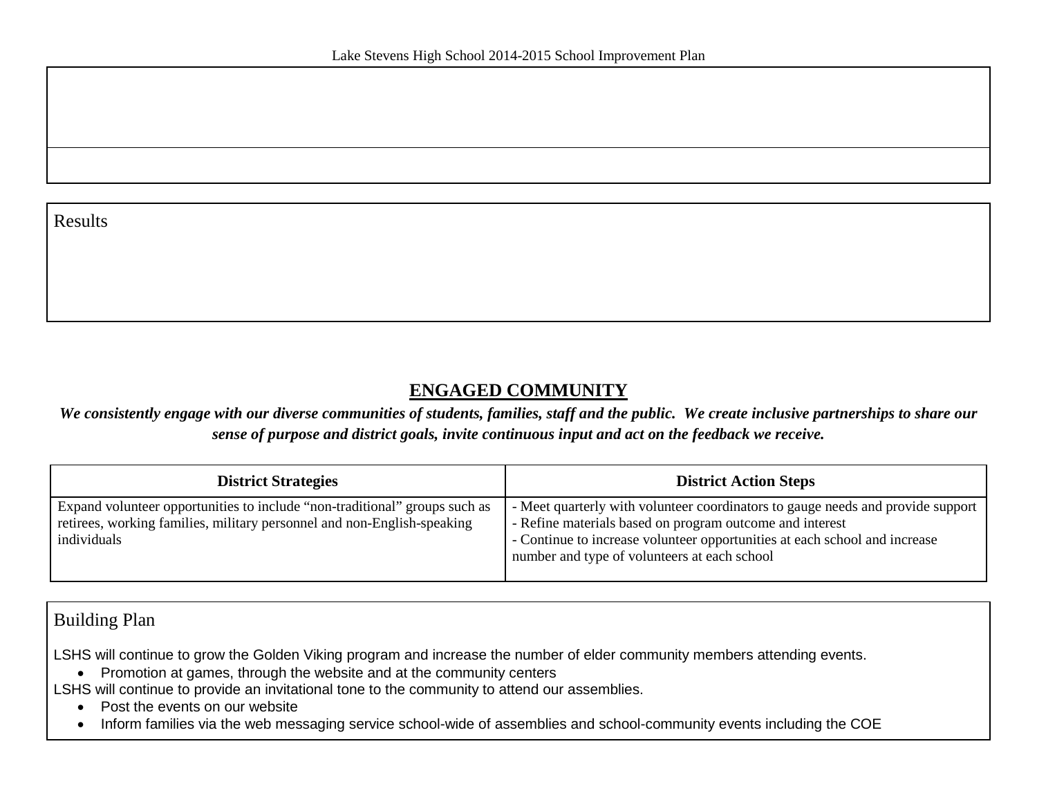Results

## ENGAGED COMMUNITY

***We consistently engage with our diverse communities of students, families, staff and the public. We create inclusive partnerships to share our sense of purpose and district goals, invite continuous input and act on the feedback we receive.***

| District Strategies | District Action Steps |
| --- | --- |
| Expand volunteer opportunities to include "non-traditional" groups such as retirees, working families, military personnel and non-English-speaking individuals | - Meet quarterly with volunteer coordinators to gauge needs and provide support<br>- Refine materials based on program outcome and interest<br>- Continue to increase volunteer opportunities at each school and increase number and type of volunteers at each school |

Building Plan

LSHS will continue to grow the Golden Viking program and increase the number of elder community members attending events.

- Promotion at games, through the website and at the community centers

LSHS will continue to provide an invitational tone to the community to attend our assemblies.

- Post the events on our website
- Inform families via the web messaging service school-wide of assemblies and school-community events including the COE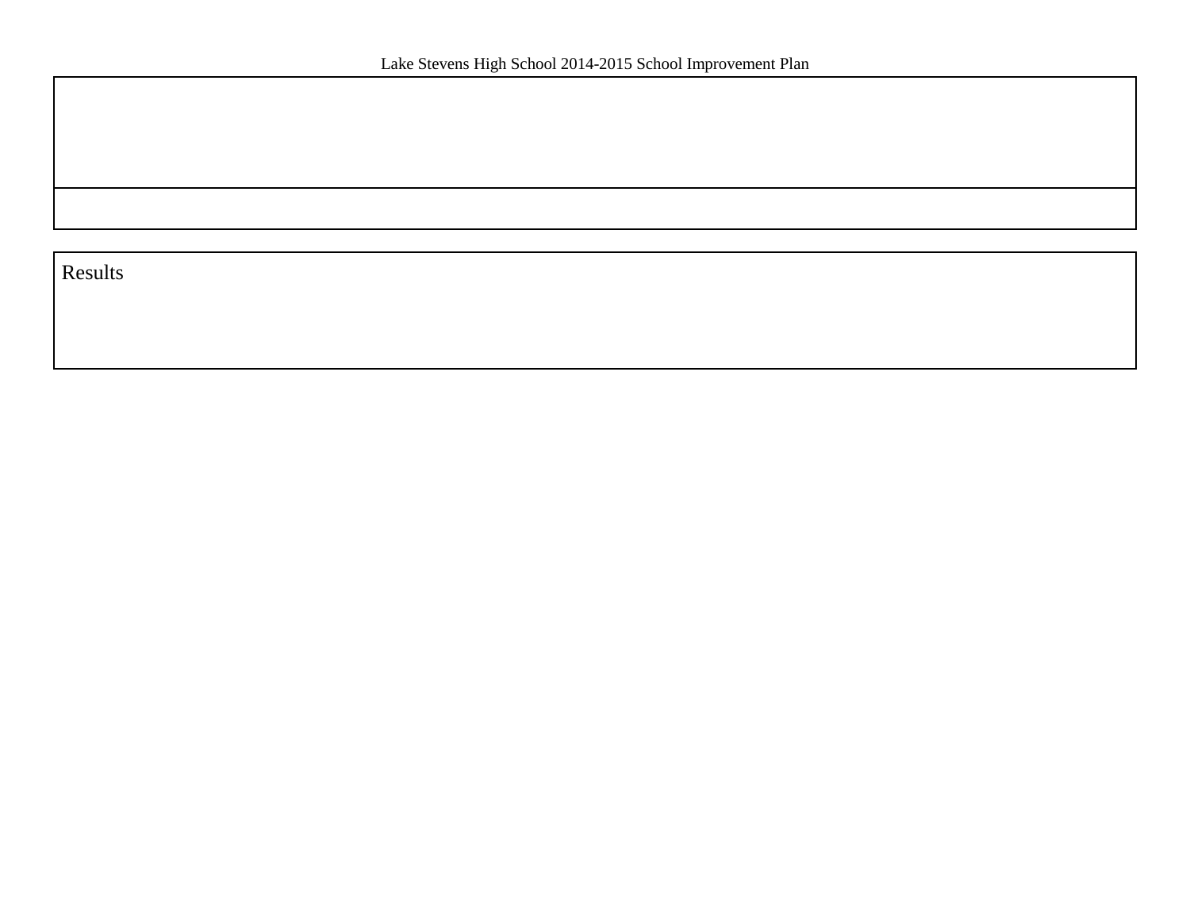| |
|---|
| |
| |

| |
|---|
| Results |